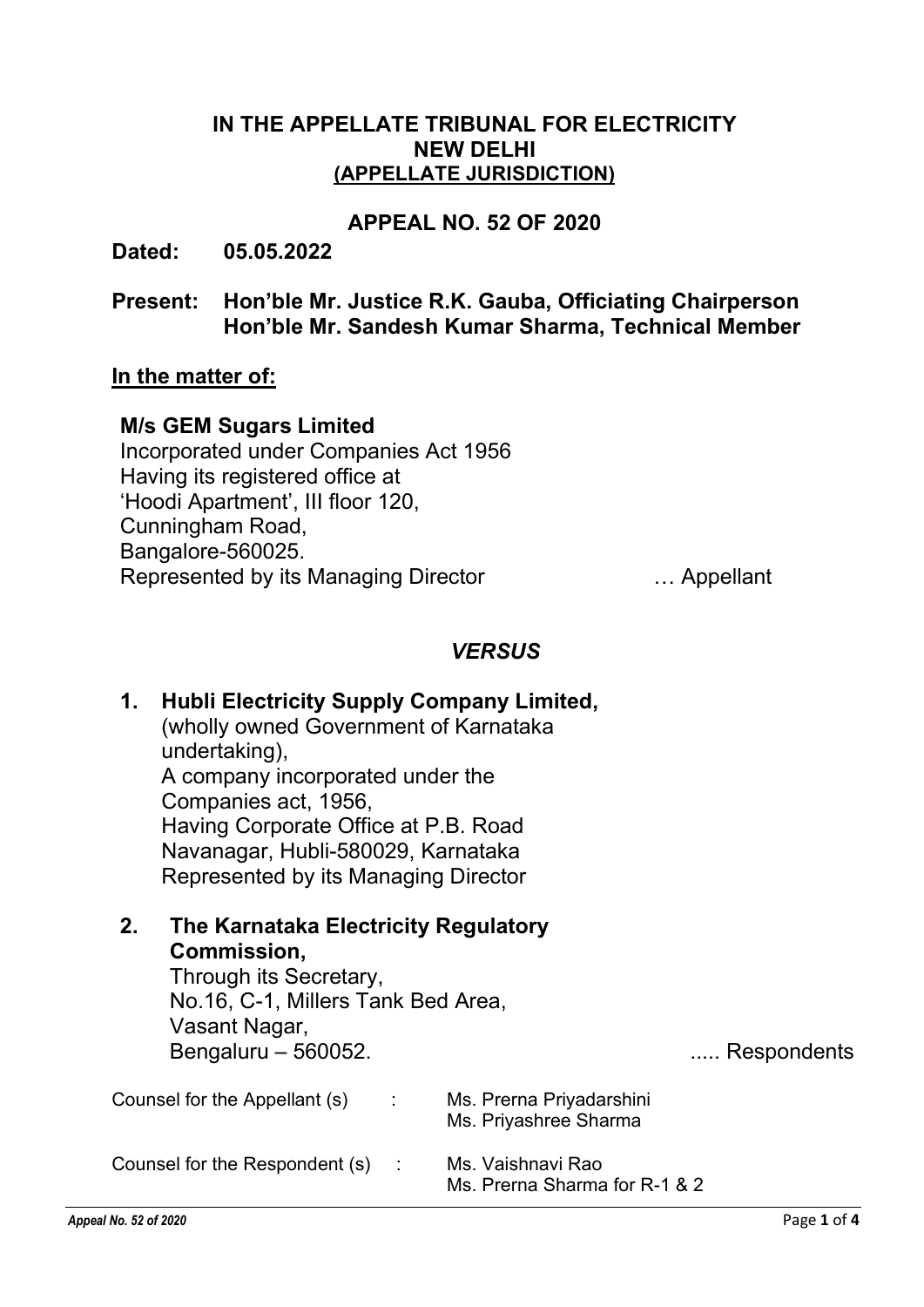# IN THE APPELLATE TRIBUNAL FOR ELECTRICITY
# NEW DELHI
## (APPELLATE JURISDICTION)

## APPEAL NO. 52 OF 2020

**Dated: 05.05.2022**

**Present: Hon'ble Mr. Justice R.K. Gauba, Officiating Chairperson**
**Hon'ble Mr. Sandesh Kumar Sharma, Technical Member**

**In the matter of:**

**M/s GEM Sugars Limited**
Incorporated under Companies Act 1956
Having its registered office at
'Hoodi Apartment', III floor 120,
Cunningham Road,
Bangalore-560025.
Represented by its Managing Director … Appellant

*VERSUS*

1. **Hubli Electricity Supply Company Limited,**
   (wholly owned Government of Karnataka undertaking),
   A company incorporated under the Companies act, 1956,
   Having Corporate Office at P.B. Road
   Navanagar, Hubli-580029, Karnataka
   Represented by its Managing Director

2. **The Karnataka Electricity Regulatory Commission,**
   Through its Secretary,
   No.16, C-1, Millers Tank Bed Area,
   Vasant Nagar,
   Bengaluru – 560052. ..... Respondents

| | | |
|---|---|---|
| Counsel for the Appellant (s) | : | Ms. Prerna Priyadarshini<br>Ms. Priyashree Sharma |
| Counsel for the Respondent (s) | : | Ms. Vaishnavi Rao<br>Ms. Prerna Sharma for R-1 & 2 |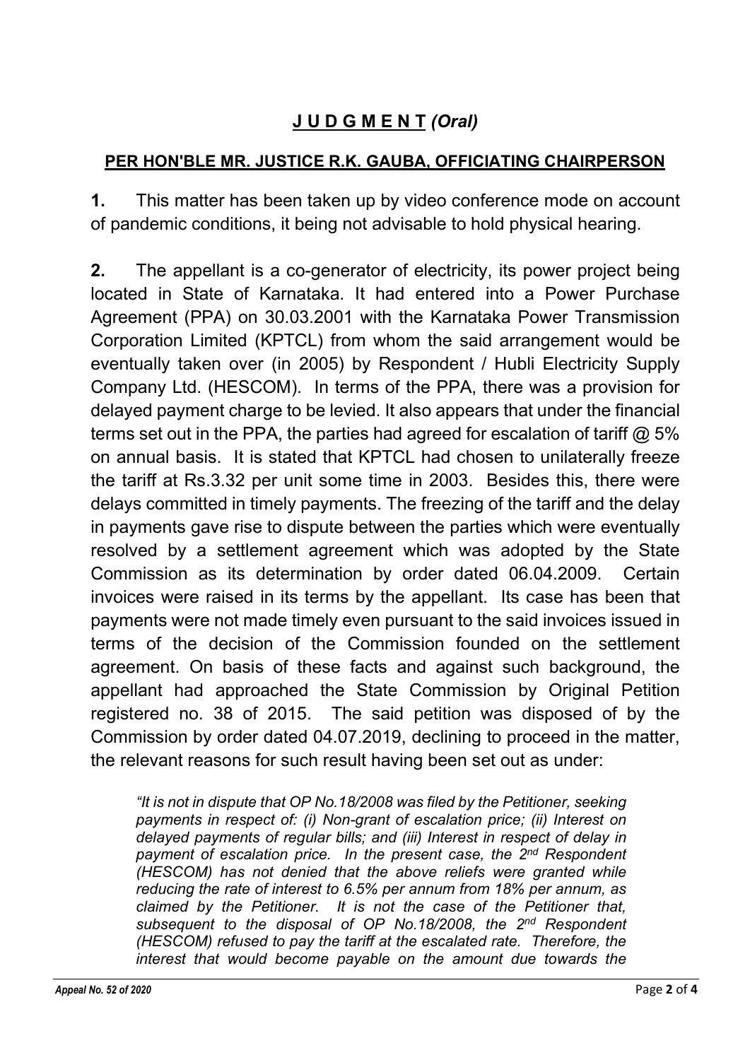## **J U D G M E N T** *(Oral)*

**PER HON'BLE MR. JUSTICE R.K. GAUBA, OFFICIATING CHAIRPERSON**

**1.** This matter has been taken up by video conference mode on account of pandemic conditions, it being not advisable to hold physical hearing.

**2.** The appellant is a co-generator of electricity, its power project being located in State of Karnataka. It had entered into a Power Purchase Agreement (PPA) on 30.03.2001 with the Karnataka Power Transmission Corporation Limited (KPTCL) from whom the said arrangement would be eventually taken over (in 2005) by Respondent / Hubli Electricity Supply Company Ltd. (HESCOM). In terms of the PPA, there was a provision for delayed payment charge to be levied. It also appears that under the financial terms set out in the PPA, the parties had agreed for escalation of tariff @ 5% on annual basis. It is stated that KPTCL had chosen to unilaterally freeze the tariff at Rs.3.32 per unit some time in 2003. Besides this, there were delays committed in timely payments. The freezing of the tariff and the delay in payments gave rise to dispute between the parties which were eventually resolved by a settlement agreement which was adopted by the State Commission as its determination by order dated 06.04.2009. Certain invoices were raised in its terms by the appellant. Its case has been that payments were not made timely even pursuant to the said invoices issued in terms of the decision of the Commission founded on the settlement agreement. On basis of these facts and against such background, the appellant had approached the State Commission by Original Petition registered no. 38 of 2015. The said petition was disposed of by the Commission by order dated 04.07.2019, declining to proceed in the matter, the relevant reasons for such result having been set out as under:

> *"It is not in dispute that OP No.18/2008 was filed by the Petitioner, seeking payments in respect of: (i) Non-grant of escalation price; (ii) Interest on delayed payments of regular bills; and (iii) Interest in respect of delay in payment of escalation price. In the present case, the 2nd Respondent (HESCOM) has not denied that the above reliefs were granted while reducing the rate of interest to 6.5% per annum from 18% per annum, as claimed by the Petitioner. It is not the case of the Petitioner that, subsequent to the disposal of OP No.18/2008, the 2nd Respondent (HESCOM) refused to pay the tariff at the escalated rate. Therefore, the interest that would become payable on the amount due towards the*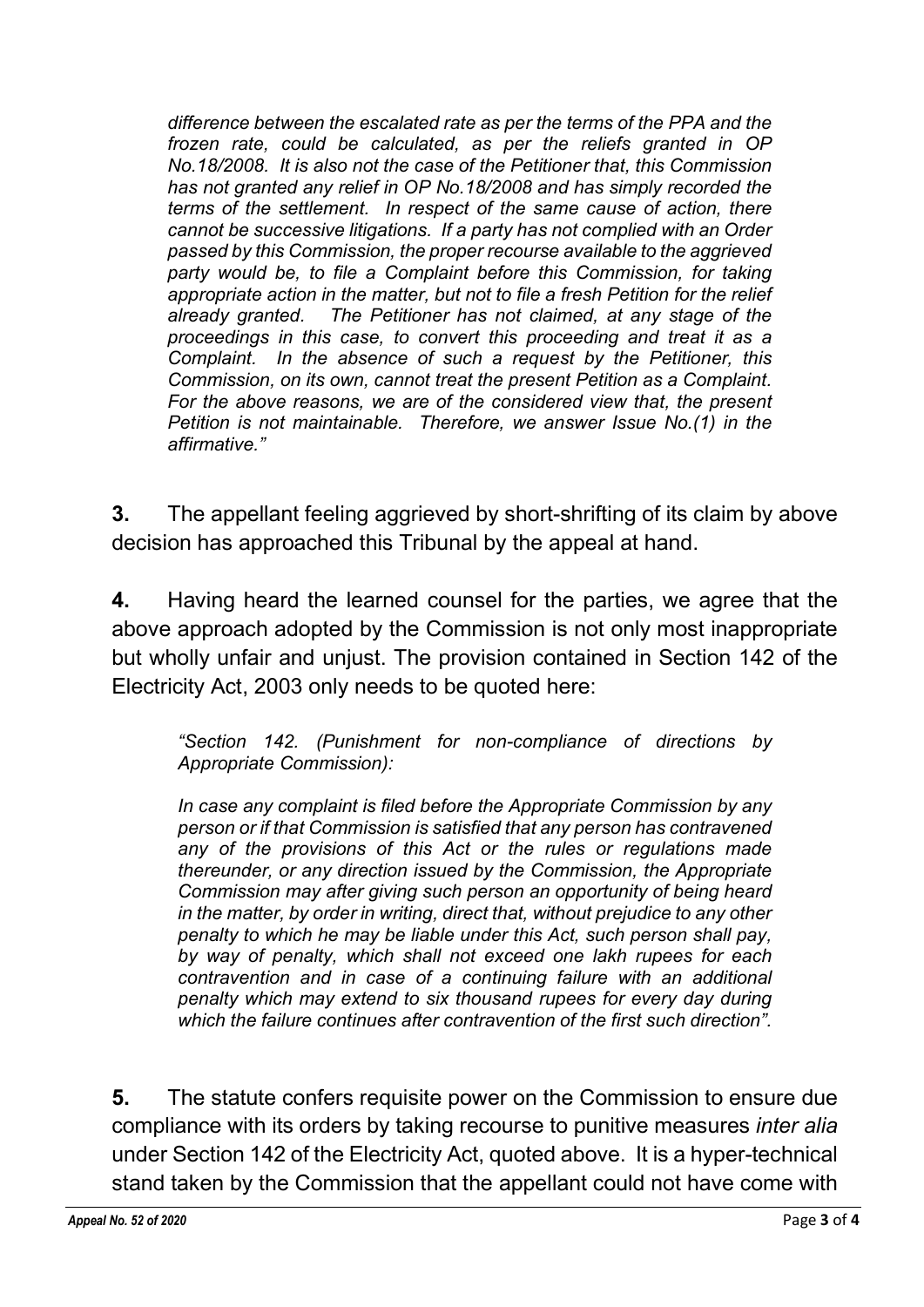> *difference between the escalated rate as per the terms of the PPA and the frozen rate, could be calculated, as per the reliefs granted in OP No.18/2008. It is also not the case of the Petitioner that, this Commission has not granted any relief in OP No.18/2008 and has simply recorded the terms of the settlement. In respect of the same cause of action, there cannot be successive litigations. If a party has not complied with an Order passed by this Commission, the proper recourse available to the aggrieved party would be, to file a Complaint before this Commission, for taking appropriate action in the matter, but not to file a fresh Petition for the relief already granted. The Petitioner has not claimed, at any stage of the proceedings in this case, to convert this proceeding and treat it as a Complaint. In the absence of such a request by the Petitioner, this Commission, on its own, cannot treat the present Petition as a Complaint. For the above reasons, we are of the considered view that, the present Petition is not maintainable. Therefore, we answer Issue No.(1) in the affirmative."*

**3.** The appellant feeling aggrieved by short-shrifting of its claim by above decision has approached this Tribunal by the appeal at hand.

**4.** Having heard the learned counsel for the parties, we agree that the above approach adopted by the Commission is not only most inappropriate but wholly unfair and unjust. The provision contained in Section 142 of the Electricity Act, 2003 only needs to be quoted here:

> *"Section 142. (Punishment for non-compliance of directions by Appropriate Commission):*
>
> *In case any complaint is filed before the Appropriate Commission by any person or if that Commission is satisfied that any person has contravened any of the provisions of this Act or the rules or regulations made thereunder, or any direction issued by the Commission, the Appropriate Commission may after giving such person an opportunity of being heard in the matter, by order in writing, direct that, without prejudice to any other penalty to which he may be liable under this Act, such person shall pay, by way of penalty, which shall not exceed one lakh rupees for each contravention and in case of a continuing failure with an additional penalty which may extend to six thousand rupees for every day during which the failure continues after contravention of the first such direction".*

**5.** The statute confers requisite power on the Commission to ensure due compliance with its orders by taking recourse to punitive measures *inter alia* under Section 142 of the Electricity Act, quoted above. It is a hyper-technical stand taken by the Commission that the appellant could not have come with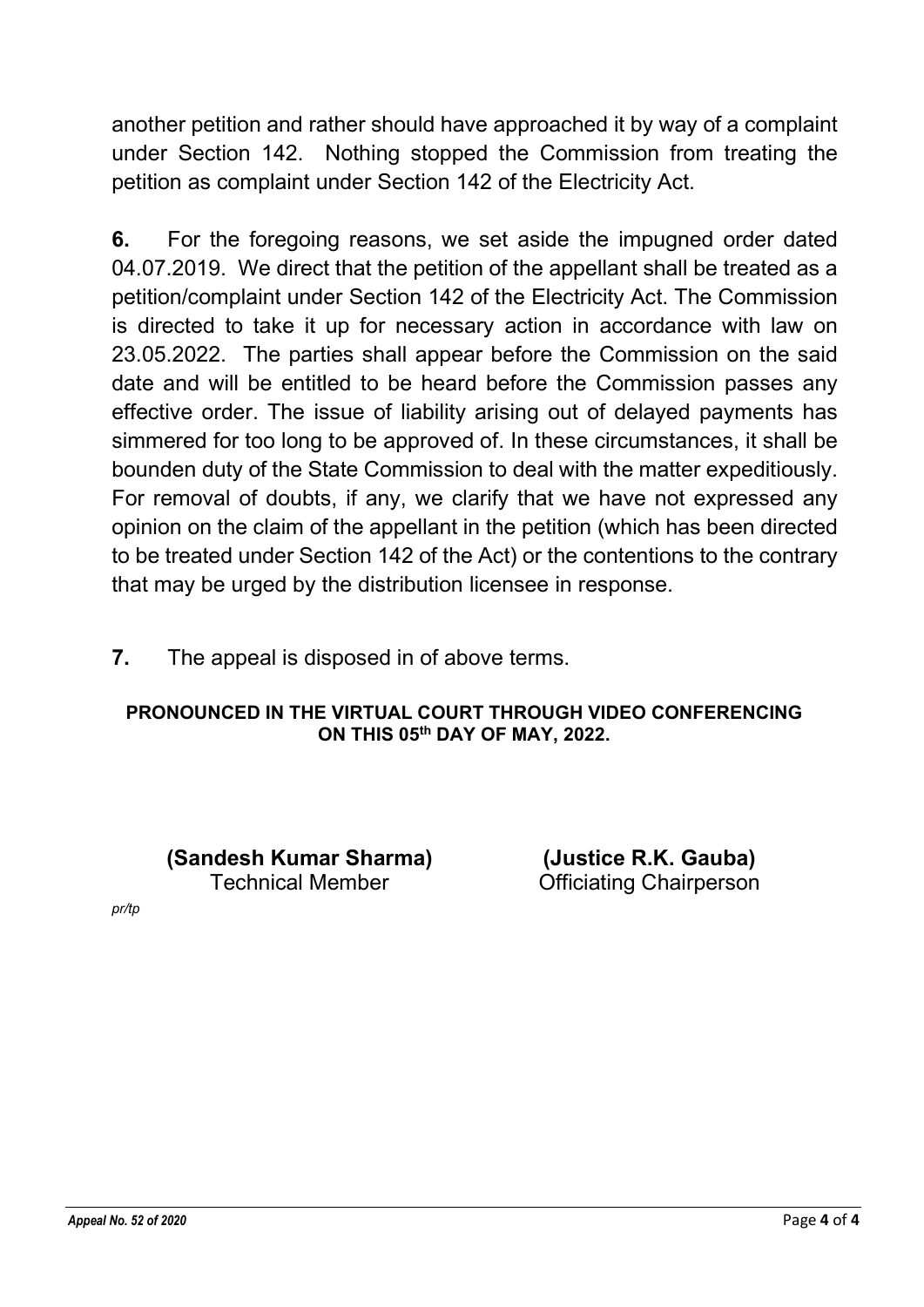another petition and rather should have approached it by way of a complaint under Section 142. Nothing stopped the Commission from treating the petition as complaint under Section 142 of the Electricity Act.

**6.** For the foregoing reasons, we set aside the impugned order dated 04.07.2019. We direct that the petition of the appellant shall be treated as a petition/complaint under Section 142 of the Electricity Act. The Commission is directed to take it up for necessary action in accordance with law on 23.05.2022. The parties shall appear before the Commission on the said date and will be entitled to be heard before the Commission passes any effective order. The issue of liability arising out of delayed payments has simmered for too long to be approved of. In these circumstances, it shall be bounden duty of the State Commission to deal with the matter expeditiously. For removal of doubts, if any, we clarify that we have not expressed any opinion on the claim of the appellant in the petition (which has been directed to be treated under Section 142 of the Act) or the contentions to the contrary that may be urged by the distribution licensee in response.

**7.** The appeal is disposed in of above terms.

**PRONOUNCED IN THE VIRTUAL COURT THROUGH VIDEO CONFERENCING ON THIS 05th DAY OF MAY, 2022.**

| | |
|---|---|
| **(Sandesh Kumar Sharma)** | **(Justice R.K. Gauba)** |
| Technical Member | Officiating Chairperson |

*pr/tp*